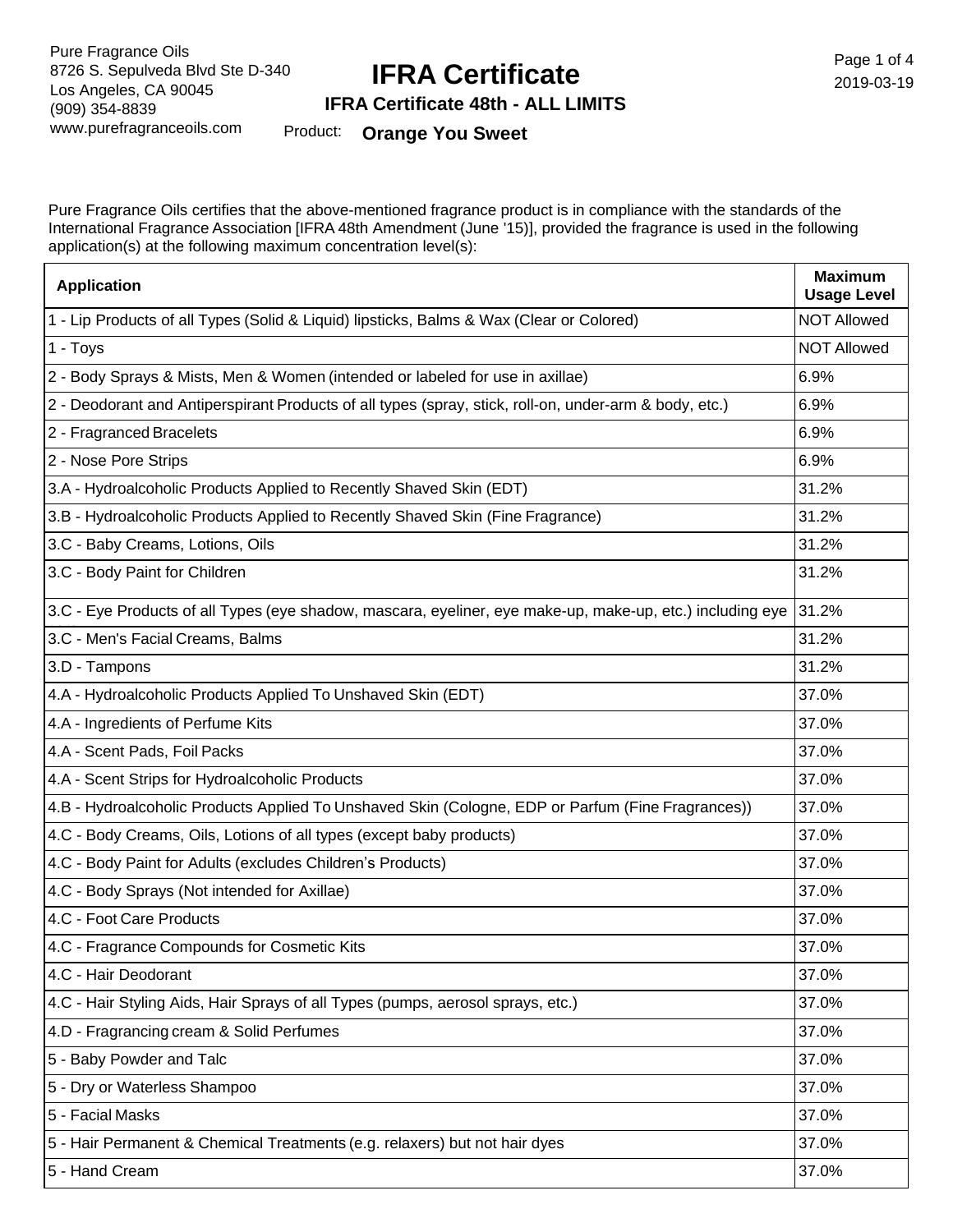Pure Fragrance Oils
8726 S. Sepulveda Blvd Ste D-340
Los Angeles, CA 90045
(909) 354-8839
www.purefragranceoils.com

# IFRA Certificate

## IFRA Certificate 48th - ALL LIMITS

2019-03-19

Product: **Orange You Sweet**

Pure Fragrance Oils certifies that the above-mentioned fragrance product is in compliance with the standards of the International Fragrance Association [IFRA 48th Amendment (June '15)], provided the fragrance is used in the following application(s) at the following maximum concentration level(s):

| Application | Maximum Usage Level |
|---|---|
| 1 - Lip Products of all Types (Solid & Liquid) lipsticks, Balms & Wax (Clear or Colored) | NOT Allowed |
| 1 - Toys | NOT Allowed |
| 2 - Body Sprays & Mists, Men & Women (intended or labeled for use in axillae) | 6.9% |
| 2 - Deodorant and Antiperspirant Products of all types (spray, stick, roll-on, under-arm & body, etc.) | 6.9% |
| 2 - Fragranced Bracelets | 6.9% |
| 2 - Nose Pore Strips | 6.9% |
| 3.A - Hydroalcoholic Products Applied to Recently Shaved Skin (EDT) | 31.2% |
| 3.B - Hydroalcoholic Products Applied to Recently Shaved Skin (Fine Fragrance) | 31.2% |
| 3.C - Baby Creams, Lotions, Oils | 31.2% |
| 3.C - Body Paint for Children | 31.2% |
| 3.C - Eye Products of all Types (eye shadow, mascara, eyeliner, eye make-up, make-up, etc.) including eye | 31.2% |
| 3.C - Men's Facial Creams, Balms | 31.2% |
| 3.D - Tampons | 31.2% |
| 4.A - Hydroalcoholic Products Applied To Unshaved Skin (EDT) | 37.0% |
| 4.A - Ingredients of Perfume Kits | 37.0% |
| 4.A - Scent Pads, Foil Packs | 37.0% |
| 4.A - Scent Strips for Hydroalcoholic Products | 37.0% |
| 4.B - Hydroalcoholic Products Applied To Unshaved Skin (Cologne, EDP or Parfum (Fine Fragrances)) | 37.0% |
| 4.C - Body Creams, Oils, Lotions of all types (except baby products) | 37.0% |
| 4.C - Body Paint for Adults (excludes Children's Products) | 37.0% |
| 4.C - Body Sprays (Not intended for Axillae) | 37.0% |
| 4.C - Foot Care Products | 37.0% |
| 4.C - Fragrance Compounds for Cosmetic Kits | 37.0% |
| 4.C - Hair Deodorant | 37.0% |
| 4.C - Hair Styling Aids, Hair Sprays of all Types (pumps, aerosol sprays, etc.) | 37.0% |
| 4.D - Fragrancing cream & Solid Perfumes | 37.0% |
| 5 - Baby Powder and Talc | 37.0% |
| 5 - Dry or Waterless Shampoo | 37.0% |
| 5 - Facial Masks | 37.0% |
| 5 - Hair Permanent & Chemical Treatments (e.g. relaxers) but not hair dyes | 37.0% |
| 5 - Hand Cream | 37.0% |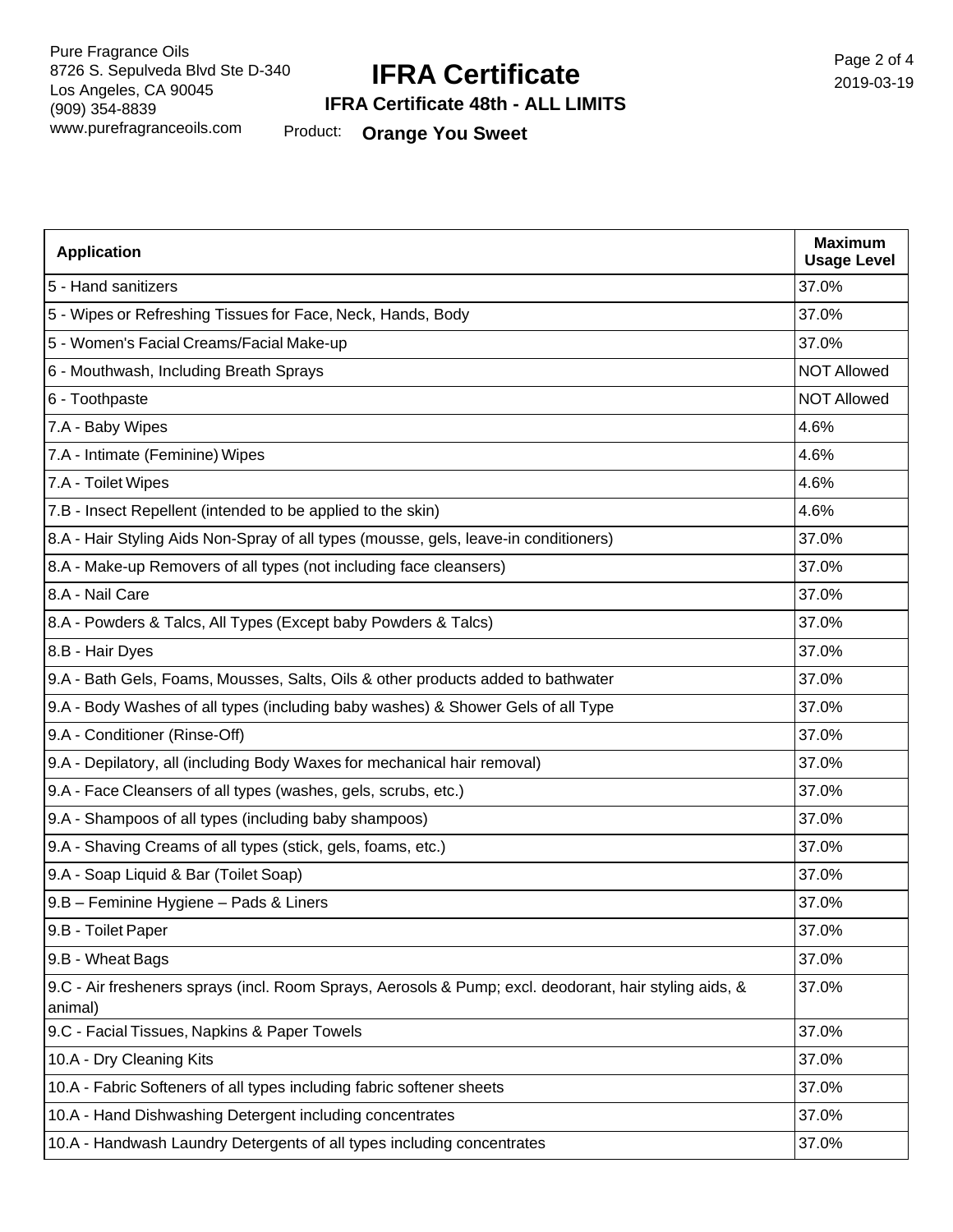Pure Fragrance Oils
8726 S. Sepulveda Blvd Ste D-340
Los Angeles, CA 90045
(909) 354-8839
www.purefragranceoils.com

# IFRA Certificate

**IFRA Certificate 48th - ALL LIMITS**

Product: **Orange You Sweet**

2019-03-19

| Application | Maximum Usage Level |
|---|---|
| 5 - Hand sanitizers | 37.0% |
| 5 - Wipes or Refreshing Tissues for Face, Neck, Hands, Body | 37.0% |
| 5 - Women's Facial Creams/Facial Make-up | 37.0% |
| 6 - Mouthwash, Including Breath Sprays | NOT Allowed |
| 6 - Toothpaste | NOT Allowed |
| 7.A - Baby Wipes | 4.6% |
| 7.A - Intimate (Feminine) Wipes | 4.6% |
| 7.A - Toilet Wipes | 4.6% |
| 7.B - Insect Repellent (intended to be applied to the skin) | 4.6% |
| 8.A - Hair Styling Aids Non-Spray of all types (mousse, gels, leave-in conditioners) | 37.0% |
| 8.A - Make-up Removers of all types (not including face cleansers) | 37.0% |
| 8.A - Nail Care | 37.0% |
| 8.A - Powders & Talcs, All Types (Except baby Powders & Talcs) | 37.0% |
| 8.B - Hair Dyes | 37.0% |
| 9.A - Bath Gels, Foams, Mousses, Salts, Oils & other products added to bathwater | 37.0% |
| 9.A - Body Washes of all types (including baby washes) & Shower Gels of all Type | 37.0% |
| 9.A - Conditioner (Rinse-Off) | 37.0% |
| 9.A - Depilatory, all (including Body Waxes for mechanical hair removal) | 37.0% |
| 9.A - Face Cleansers of all types (washes, gels, scrubs, etc.) | 37.0% |
| 9.A - Shampoos of all types (including baby shampoos) | 37.0% |
| 9.A - Shaving Creams of all types (stick, gels, foams, etc.) | 37.0% |
| 9.A - Soap Liquid & Bar (Toilet Soap) | 37.0% |
| 9.B – Feminine Hygiene – Pads & Liners | 37.0% |
| 9.B - Toilet Paper | 37.0% |
| 9.B - Wheat Bags | 37.0% |
| 9.C - Air fresheners sprays (incl. Room Sprays, Aerosols & Pump; excl. deodorant, hair styling aids, & animal) | 37.0% |
| 9.C - Facial Tissues, Napkins & Paper Towels | 37.0% |
| 10.A - Dry Cleaning Kits | 37.0% |
| 10.A - Fabric Softeners of all types including fabric softener sheets | 37.0% |
| 10.A - Hand Dishwashing Detergent including concentrates | 37.0% |
| 10.A - Handwash Laundry Detergents of all types including concentrates | 37.0% |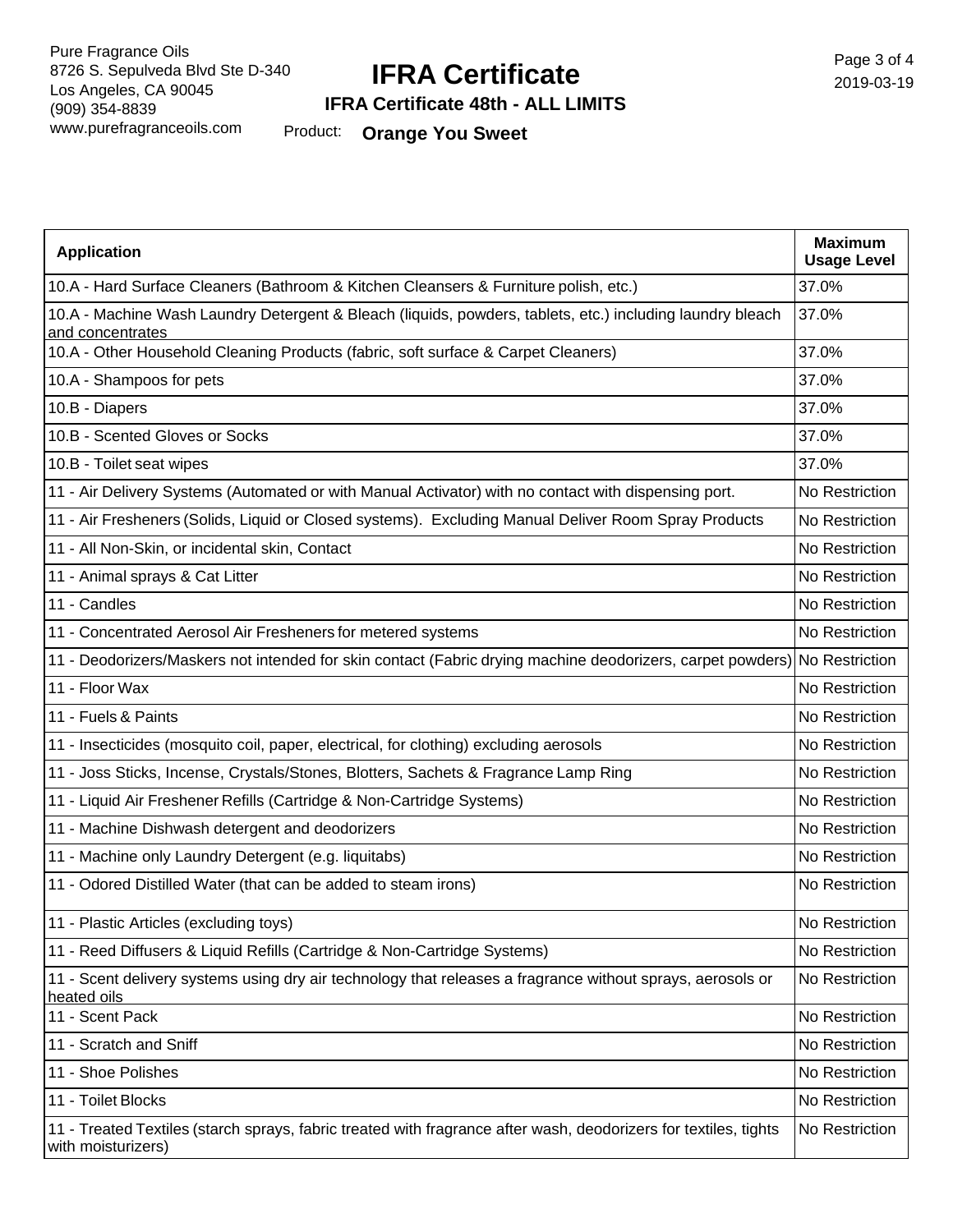Pure Fragrance Oils
8726 S. Sepulveda Blvd Ste D-340
Los Angeles, CA 90045
(909) 354-8839
www.purefragranceoils.com

# IFRA Certificate

**IFRA Certificate 48th - ALL LIMITS**

Product: **Orange You Sweet**

| Application | Maximum Usage Level |
|---|---|
| 10.A - Hard Surface Cleaners (Bathroom & Kitchen Cleansers & Furniture polish, etc.) | 37.0% |
| 10.A - Machine Wash Laundry Detergent & Bleach (liquids, powders, tablets, etc.) including laundry bleach and concentrates | 37.0% |
| 10.A - Other Household Cleaning Products (fabric, soft surface & Carpet Cleaners) | 37.0% |
| 10.A - Shampoos for pets | 37.0% |
| 10.B - Diapers | 37.0% |
| 10.B - Scented Gloves or Socks | 37.0% |
| 10.B - Toilet seat wipes | 37.0% |
| 11 - Air Delivery Systems (Automated or with Manual Activator) with no contact with dispensing port. | No Restriction |
| 11 - Air Fresheners (Solids, Liquid or Closed systems). Excluding Manual Deliver Room Spray Products | No Restriction |
| 11 - All Non-Skin, or incidental skin, Contact | No Restriction |
| 11 - Animal sprays & Cat Litter | No Restriction |
| 11 - Candles | No Restriction |
| 11 - Concentrated Aerosol Air Fresheners for metered systems | No Restriction |
| 11 - Deodorizers/Maskers not intended for skin contact (Fabric drying machine deodorizers, carpet powders) | No Restriction |
| 11 - Floor Wax | No Restriction |
| 11 - Fuels & Paints | No Restriction |
| 11 - Insecticides (mosquito coil, paper, electrical, for clothing) excluding aerosols | No Restriction |
| 11 - Joss Sticks, Incense, Crystals/Stones, Blotters, Sachets & Fragrance Lamp Ring | No Restriction |
| 11 - Liquid Air Freshener Refills (Cartridge & Non-Cartridge Systems) | No Restriction |
| 11 - Machine Dishwash detergent and deodorizers | No Restriction |
| 11 - Machine only Laundry Detergent (e.g. liquitabs) | No Restriction |
| 11 - Odored Distilled Water (that can be added to steam irons) | No Restriction |
| 11 - Plastic Articles (excluding toys) | No Restriction |
| 11 - Reed Diffusers & Liquid Refills (Cartridge & Non-Cartridge Systems) | No Restriction |
| 11 - Scent delivery systems using dry air technology that releases a fragrance without sprays, aerosols or heated oils | No Restriction |
| 11 - Scent Pack | No Restriction |
| 11 - Scratch and Sniff | No Restriction |
| 11 - Shoe Polishes | No Restriction |
| 11 - Toilet Blocks | No Restriction |
| 11 - Treated Textiles (starch sprays, fabric treated with fragrance after wash, deodorizers for textiles, tights with moisturizers) | No Restriction |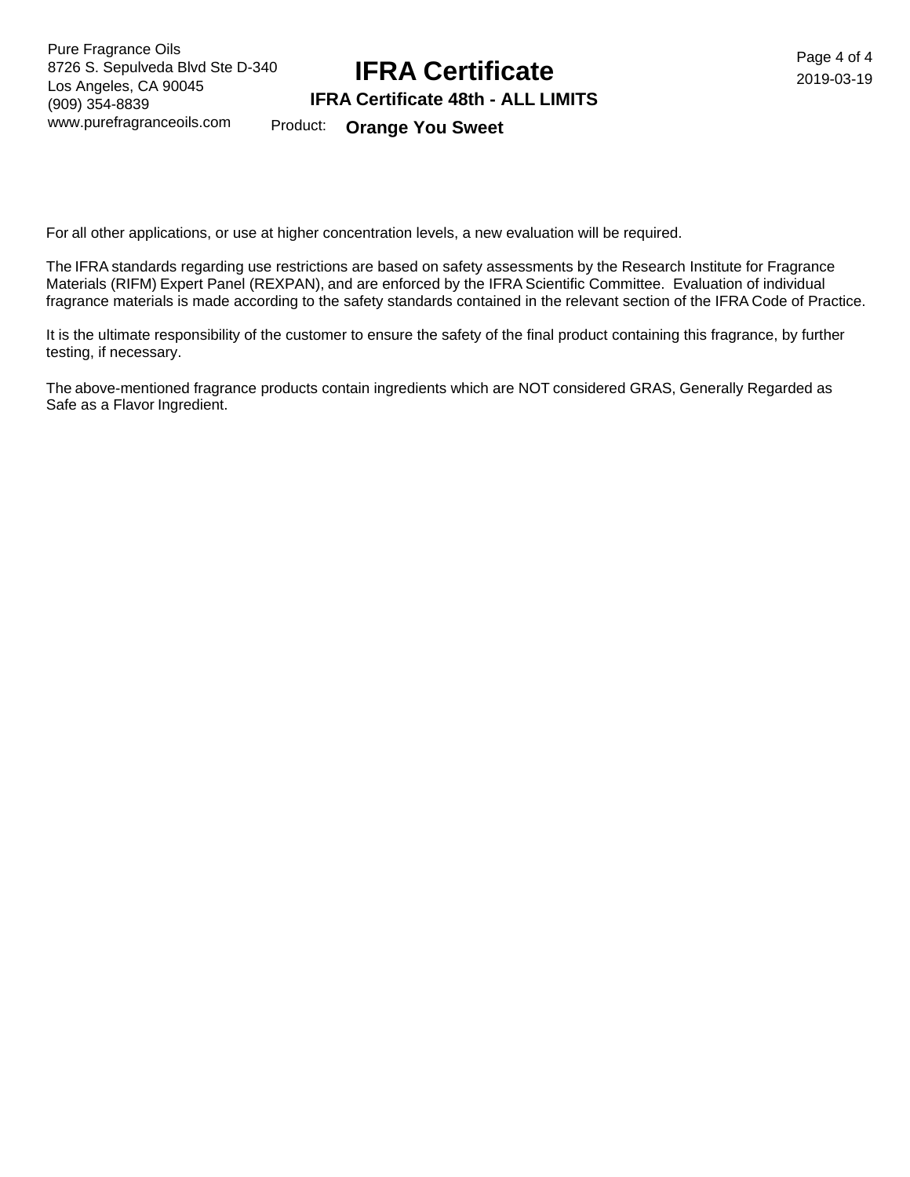For all other applications, or use at higher concentration levels, a new evaluation will be required.

The IFRA standards regarding use restrictions are based on safety assessments by the Research Institute for Fragrance Materials (RIFM) Expert Panel (REXPAN), and are enforced by the IFRA Scientific Committee.  Evaluation of individual fragrance materials is made according to the safety standards contained in the relevant section of the IFRA Code of Practice.

It is the ultimate responsibility of the customer to ensure the safety of the final product containing this fragrance, by further testing, if necessary.

The above-mentioned fragrance products contain ingredients which are NOT considered GRAS, Generally Regarded as Safe as a Flavor Ingredient.